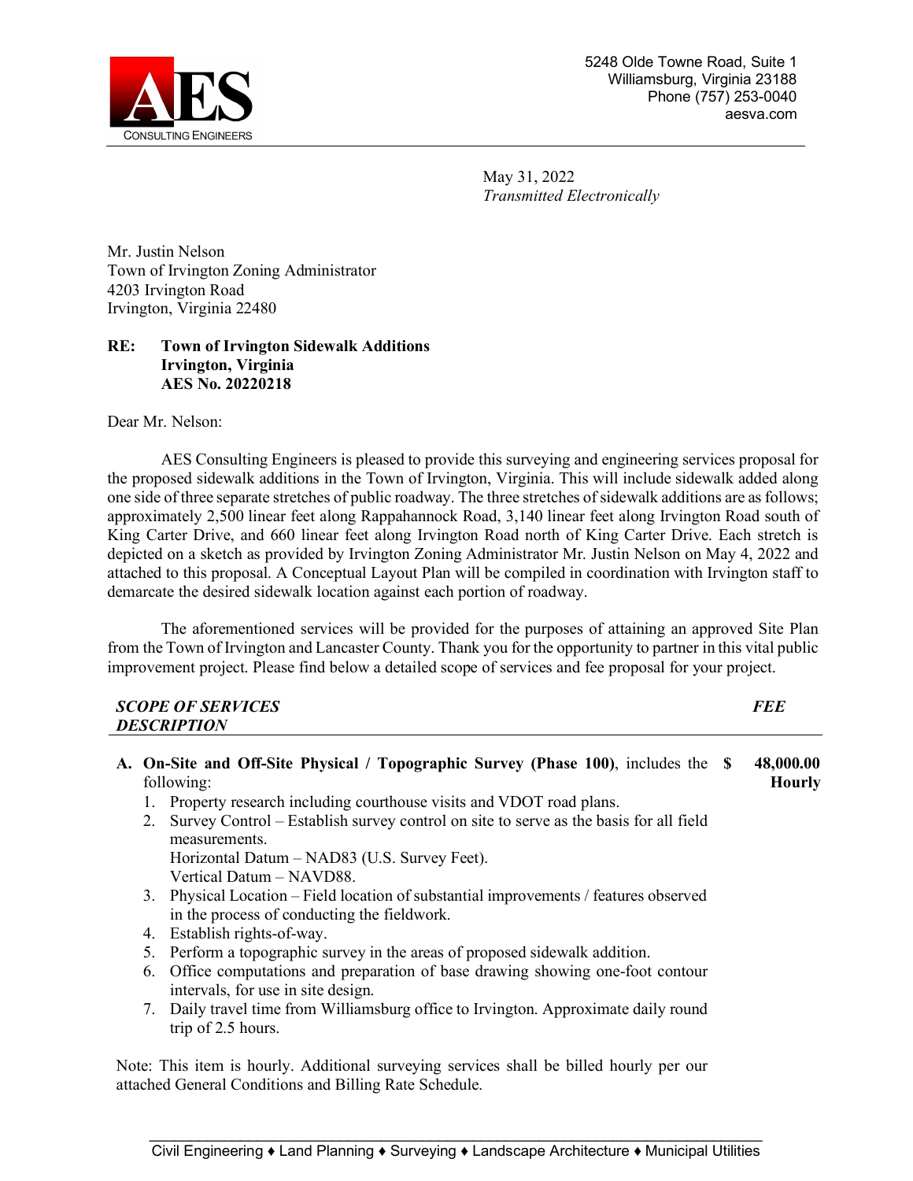**AES** CONSULTING ENGINEERS

5248 Olde Towne Road, Suite 1
Williamsburg, Virginia 23188
Phone (757) 253-0040
aesva.com

May 31, 2022
*Transmitted Electronically*

Mr. Justin Nelson
Town of Irvington Zoning Administrator
4203 Irvington Road
Irvington, Virginia 22480

**RE: Town of Irvington Sidewalk Additions**
**Irvington, Virginia**
**AES No. 20220218**

Dear Mr. Nelson:

AES Consulting Engineers is pleased to provide this surveying and engineering services proposal for the proposed sidewalk additions in the Town of Irvington, Virginia. This will include sidewalk added along one side of three separate stretches of public roadway. The three stretches of sidewalk additions are as follows; approximately 2,500 linear feet along Rappahannock Road, 3,140 linear feet along Irvington Road south of King Carter Drive, and 660 linear feet along Irvington Road north of King Carter Drive. Each stretch is depicted on a sketch as provided by Irvington Zoning Administrator Mr. Justin Nelson on May 4, 2022 and attached to this proposal. A Conceptual Layout Plan will be compiled in coordination with Irvington staff to demarcate the desired sidewalk location against each portion of roadway.

The aforementioned services will be provided for the purposes of attaining an approved Site Plan from the Town of Irvington and Lancaster County. Thank you for the opportunity to partner in this vital public improvement project. Please find below a detailed scope of services and fee proposal for your project.

| ***SCOPE OF SERVICES DESCRIPTION*** | ***FEE*** |
|---|---|
| **A. On-Site and Off-Site Physical / Topographic Survey (Phase 100)**, includes the following: | **$ 48,000.00 Hourly** |

1. Property research including courthouse visits and VDOT road plans.
2. Survey Control – Establish survey control on site to serve as the basis for all field measurements.
   Horizontal Datum – NAD83 (U.S. Survey Feet).
   Vertical Datum – NAVD88.
3. Physical Location – Field location of substantial improvements / features observed in the process of conducting the fieldwork.
4. Establish rights-of-way.
5. Perform a topographic survey in the areas of proposed sidewalk addition.
6. Office computations and preparation of base drawing showing one-foot contour intervals, for use in site design.
7. Daily travel time from Williamsburg office to Irvington. Approximate daily round trip of 2.5 hours.

Note: This item is hourly. Additional surveying services shall be billed hourly per our attached General Conditions and Billing Rate Schedule.

Civil Engineering ♦ Land Planning ♦ Surveying ♦ Landscape Architecture ♦ Municipal Utilities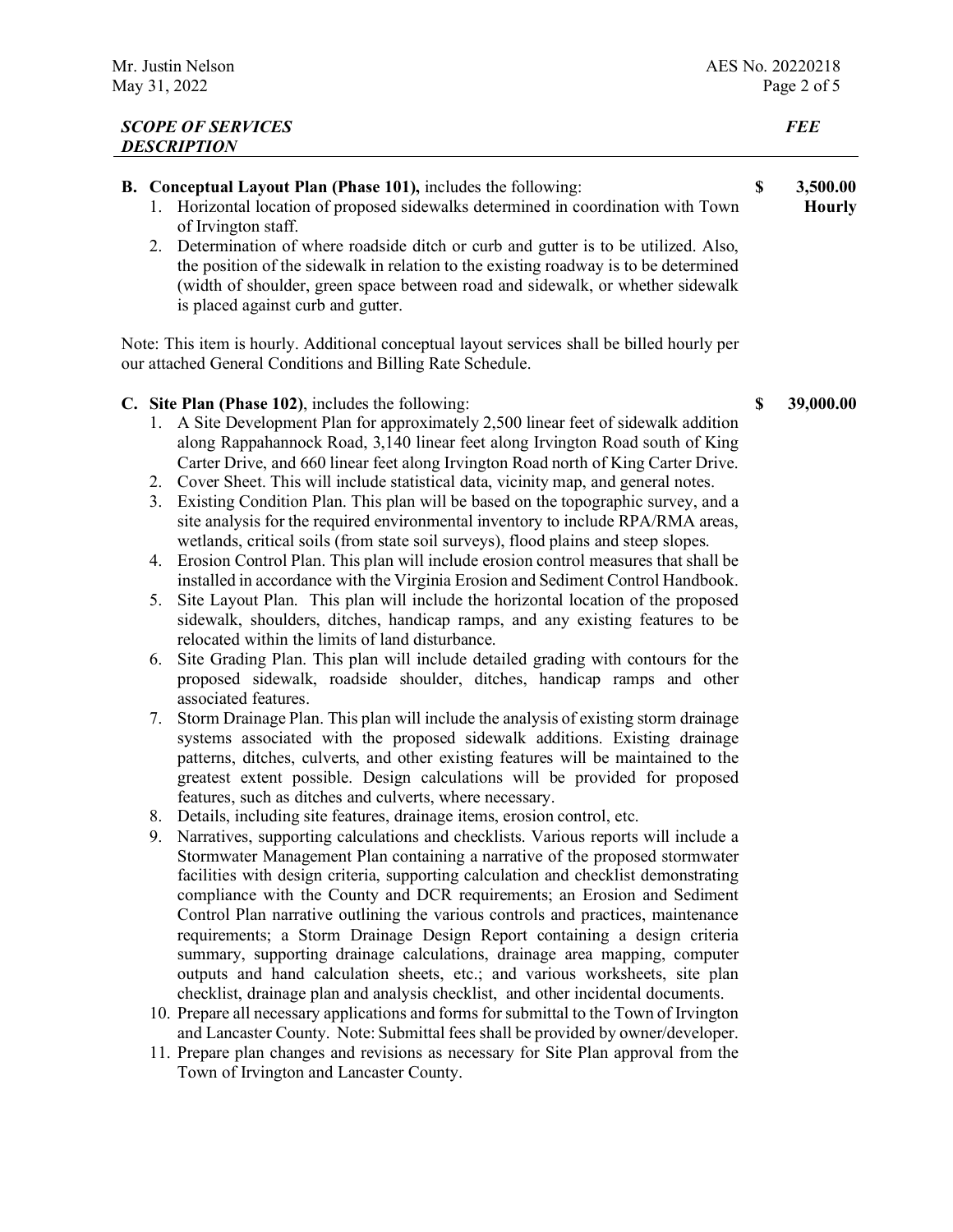| *SCOPE OF SERVICES DESCRIPTION* | *FEE* |
| --- | --- |

**B. Conceptual Layout Plan (Phase 101),** includes the following: **$ 3,500.00 Hourly**

1. Horizontal location of proposed sidewalks determined in coordination with Town of Irvington staff.
2. Determination of where roadside ditch or curb and gutter is to be utilized. Also, the position of the sidewalk in relation to the existing roadway is to be determined (width of shoulder, green space between road and sidewalk, or whether sidewalk is placed against curb and gutter.

Note: This item is hourly. Additional conceptual layout services shall be billed hourly per our attached General Conditions and Billing Rate Schedule.

**C. Site Plan (Phase 102)**, includes the following: **$ 39,000.00**

1. A Site Development Plan for approximately 2,500 linear feet of sidewalk addition along Rappahannock Road, 3,140 linear feet along Irvington Road south of King Carter Drive, and 660 linear feet along Irvington Road north of King Carter Drive.
2. Cover Sheet. This will include statistical data, vicinity map, and general notes.
3. Existing Condition Plan. This plan will be based on the topographic survey, and a site analysis for the required environmental inventory to include RPA/RMA areas, wetlands, critical soils (from state soil surveys), flood plains and steep slopes.
4. Erosion Control Plan. This plan will include erosion control measures that shall be installed in accordance with the Virginia Erosion and Sediment Control Handbook.
5. Site Layout Plan. This plan will include the horizontal location of the proposed sidewalk, shoulders, ditches, handicap ramps, and any existing features to be relocated within the limits of land disturbance.
6. Site Grading Plan. This plan will include detailed grading with contours for the proposed sidewalk, roadside shoulder, ditches, handicap ramps and other associated features.
7. Storm Drainage Plan. This plan will include the analysis of existing storm drainage systems associated with the proposed sidewalk additions. Existing drainage patterns, ditches, culverts, and other existing features will be maintained to the greatest extent possible. Design calculations will be provided for proposed features, such as ditches and culverts, where necessary.
8. Details, including site features, drainage items, erosion control, etc.
9. Narratives, supporting calculations and checklists. Various reports will include a Stormwater Management Plan containing a narrative of the proposed stormwater facilities with design criteria, supporting calculation and checklist demonstrating compliance with the County and DCR requirements; an Erosion and Sediment Control Plan narrative outlining the various controls and practices, maintenance requirements; a Storm Drainage Design Report containing a design criteria summary, supporting drainage calculations, drainage area mapping, computer outputs and hand calculation sheets, etc.; and various worksheets, site plan checklist, drainage plan and analysis checklist, and other incidental documents.
10. Prepare all necessary applications and forms for submittal to the Town of Irvington and Lancaster County. Note: Submittal fees shall be provided by owner/developer.
11. Prepare plan changes and revisions as necessary for Site Plan approval from the Town of Irvington and Lancaster County.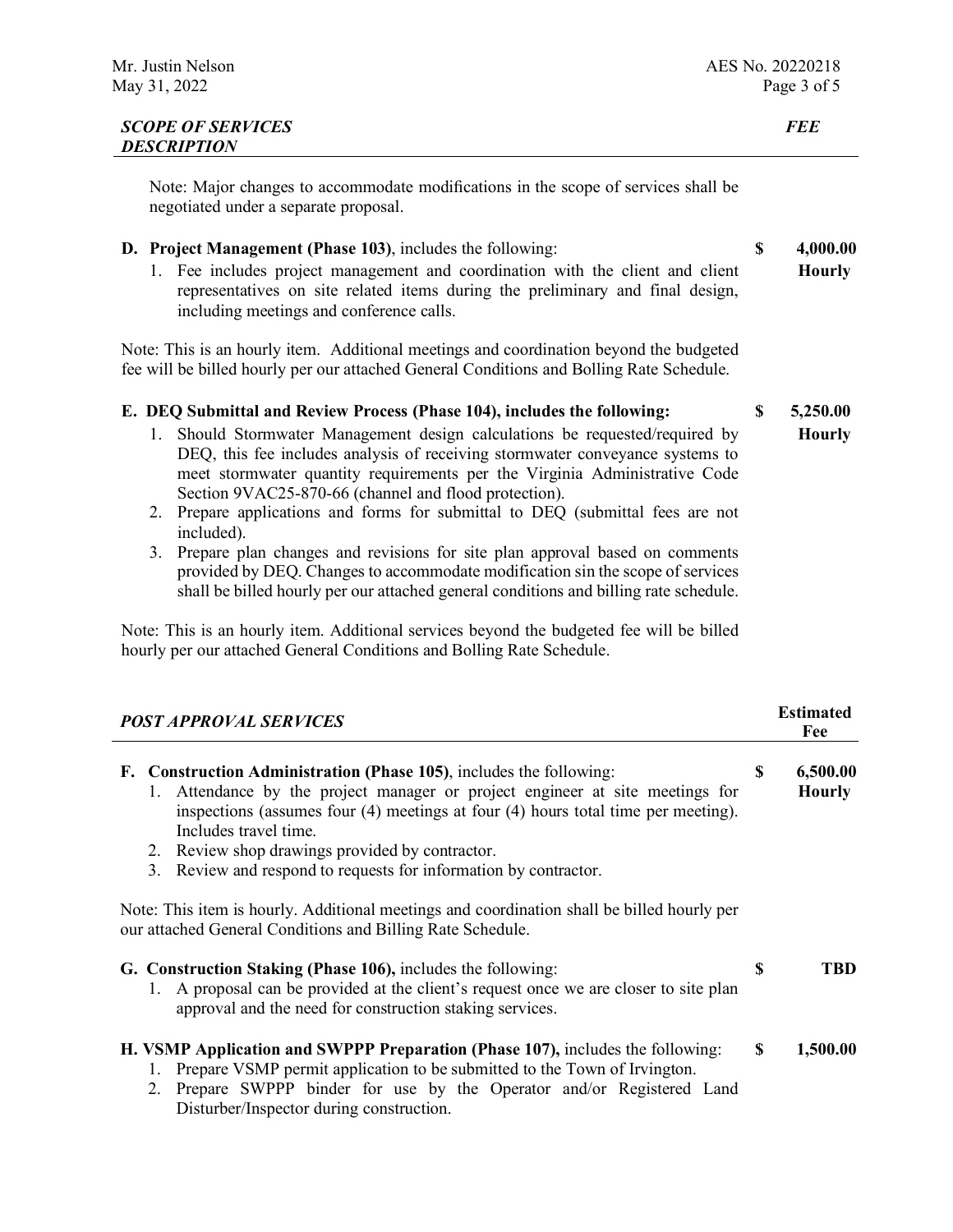| *SCOPE OF SERVICES DESCRIPTION* | *FEE* |
|---|---|

Note: Major changes to accommodate modifications in the scope of services shall be negotiated under a separate proposal.

**D. Project Management (Phase 103)**, includes the following: **$ 4,000.00 Hourly**

1. Fee includes project management and coordination with the client and client representatives on site related items during the preliminary and final design, including meetings and conference calls.

Note: This is an hourly item. Additional meetings and coordination beyond the budgeted fee will be billed hourly per our attached General Conditions and Bolling Rate Schedule.

**E. DEQ Submittal and Review Process (Phase 104), includes the following:** **$ 5,250.00 Hourly**

1. Should Stormwater Management design calculations be requested/required by DEQ, this fee includes analysis of receiving stormwater conveyance systems to meet stormwater quantity requirements per the Virginia Administrative Code Section 9VAC25-870-66 (channel and flood protection).
2. Prepare applications and forms for submittal to DEQ (submittal fees are not included).
3. Prepare plan changes and revisions for site plan approval based on comments provided by DEQ. Changes to accommodate modification sin the scope of services shall be billed hourly per our attached general conditions and billing rate schedule.

Note: This is an hourly item. Additional services beyond the budgeted fee will be billed hourly per our attached General Conditions and Bolling Rate Schedule.

| *POST APPROVAL SERVICES* | **Estimated Fee** |
|---|---|

**F. Construction Administration (Phase 105)**, includes the following: **$ 6,500.00 Hourly**

1. Attendance by the project manager or project engineer at site meetings for inspections (assumes four (4) meetings at four (4) hours total time per meeting). Includes travel time.
2. Review shop drawings provided by contractor.
3. Review and respond to requests for information by contractor.

Note: This item is hourly. Additional meetings and coordination shall be billed hourly per our attached General Conditions and Billing Rate Schedule.

**G. Construction Staking (Phase 106),** includes the following: **$ TBD**

1. A proposal can be provided at the client's request once we are closer to site plan approval and the need for construction staking services.

**H. VSMP Application and SWPPP Preparation (Phase 107),** includes the following: **$ 1,500.00**

1. Prepare VSMP permit application to be submitted to the Town of Irvington.
2. Prepare SWPPP binder for use by the Operator and/or Registered Land Disturber/Inspector during construction.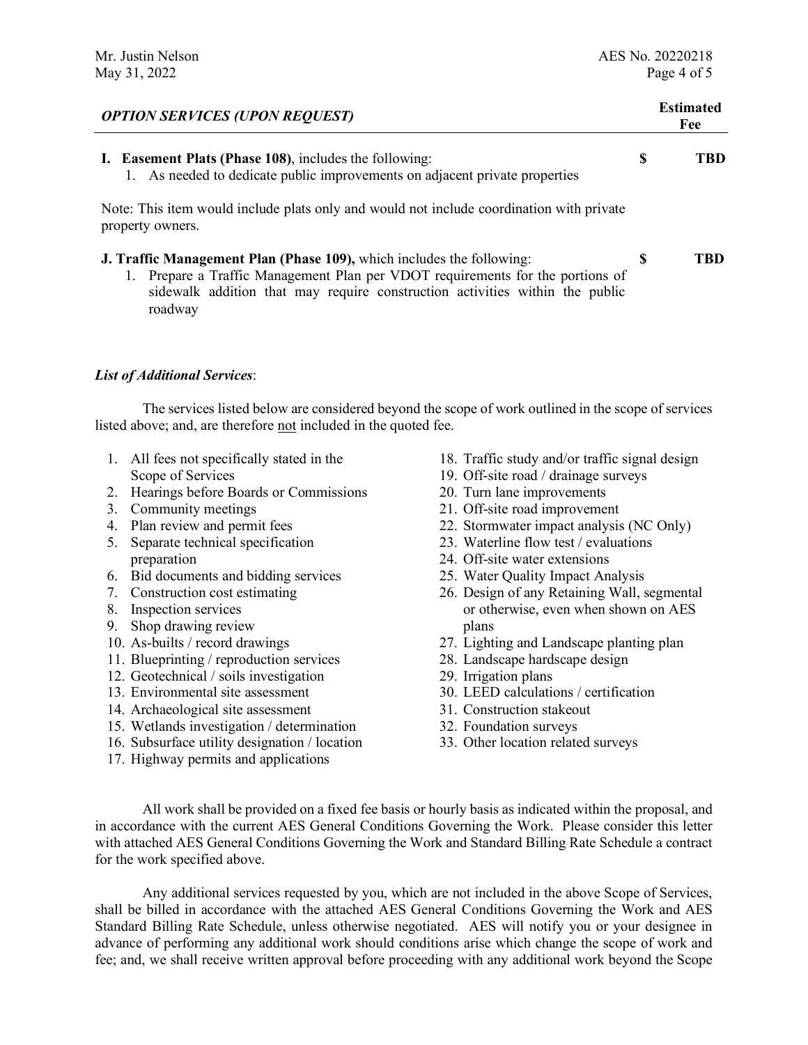| *OPTION SERVICES (UPON REQUEST)* | | Estimated Fee |
|---|---|---|
| **I. Easement Plats (Phase 108)**, includes the following:<br>1. As needed to dedicate public improvements on adjacent private properties | $ | TBD |

Note: This item would include plats only and would not include coordination with private property owners.

| | | |
|---|---|---|
| **J. Traffic Management Plan (Phase 109),** which includes the following:<br>1. Prepare a Traffic Management Plan per VDOT requirements for the portions of sidewalk addition that may require construction activities within the public roadway | $ | TBD |

***List of Additional Services***:

The services listed below are considered beyond the scope of work outlined in the scope of services listed above; and, are therefore not included in the quoted fee.

1. All fees not specifically stated in the Scope of Services
2. Hearings before Boards or Commissions
3. Community meetings
4. Plan review and permit fees
5. Separate technical specification preparation
6. Bid documents and bidding services
7. Construction cost estimating
8. Inspection services
9. Shop drawing review
10. As-builts / record drawings
11. Blueprinting / reproduction services
12. Geotechnical / soils investigation
13. Environmental site assessment
14. Archaeological site assessment
15. Wetlands investigation / determination
16. Subsurface utility designation / location
17. Highway permits and applications
18. Traffic study and/or traffic signal design
19. Off-site road / drainage surveys
20. Turn lane improvements
21. Off-site road improvement
22. Stormwater impact analysis (NC Only)
23. Waterline flow test / evaluations
24. Off-site water extensions
25. Water Quality Impact Analysis
26. Design of any Retaining Wall, segmental or otherwise, even when shown on AES plans
27. Lighting and Landscape planting plan
28. Landscape hardscape design
29. Irrigation plans
30. LEED calculations / certification
31. Construction stakeout
32. Foundation surveys
33. Other location related surveys

All work shall be provided on a fixed fee basis or hourly basis as indicated within the proposal, and in accordance with the current AES General Conditions Governing the Work. Please consider this letter with attached AES General Conditions Governing the Work and Standard Billing Rate Schedule a contract for the work specified above.

Any additional services requested by you, which are not included in the above Scope of Services, shall be billed in accordance with the attached AES General Conditions Governing the Work and AES Standard Billing Rate Schedule, unless otherwise negotiated. AES will notify you or your designee in advance of performing any additional work should conditions arise which change the scope of work and fee; and, we shall receive written approval before proceeding with any additional work beyond the Scope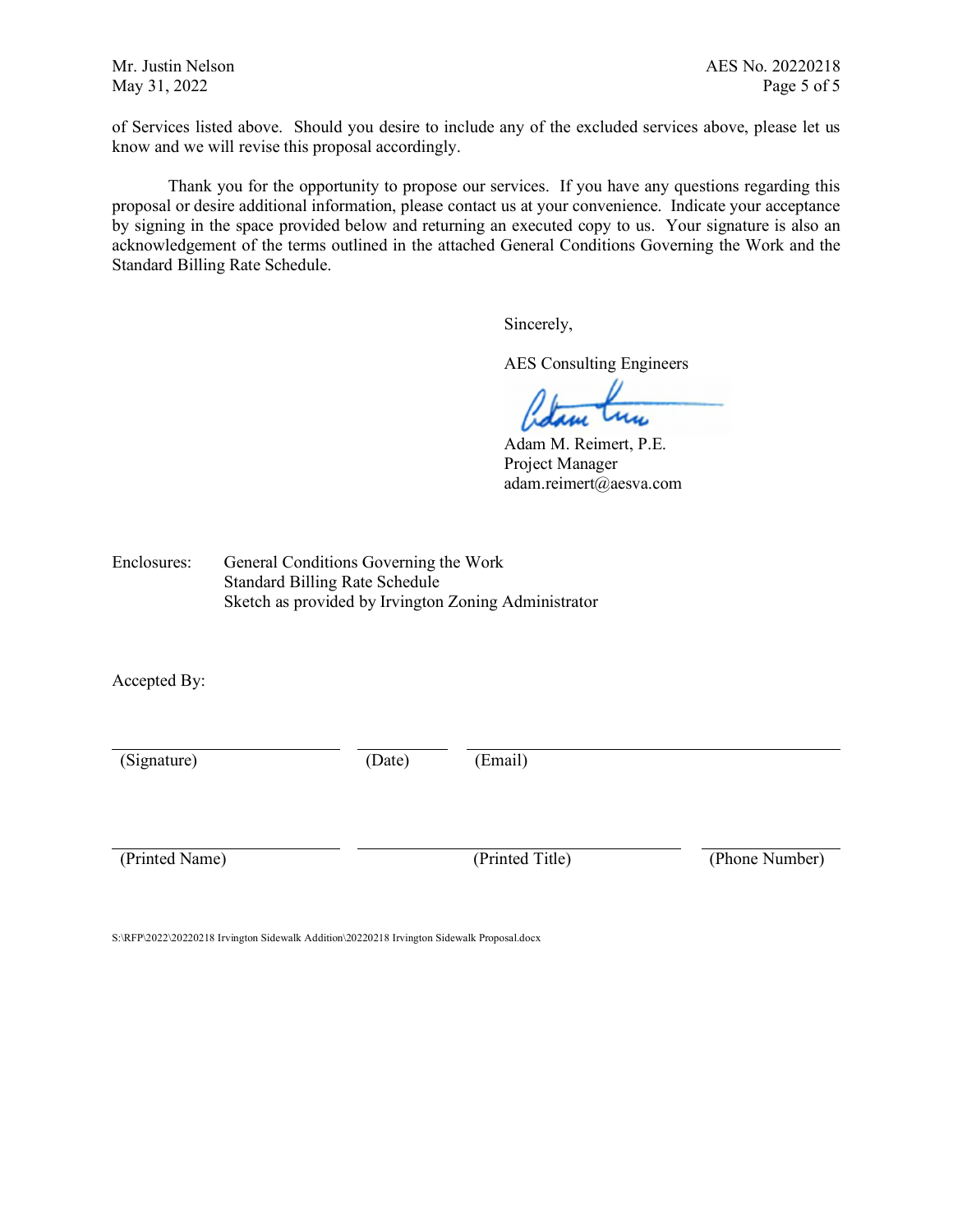of Services listed above. Should you desire to include any of the excluded services above, please let us know and we will revise this proposal accordingly.

Thank you for the opportunity to propose our services. If you have any questions regarding this proposal or desire additional information, please contact us at your convenience. Indicate your acceptance by signing in the space provided below and returning an executed copy to us. Your signature is also an acknowledgement of the terms outlined in the attached General Conditions Governing the Work and the Standard Billing Rate Schedule.

Sincerely,

AES Consulting Engineers

Adam M. Reimert, P.E.
Project Manager
adam.reimert@aesva.com

Enclosures: General Conditions Governing the Work
Standard Billing Rate Schedule
Sketch as provided by Irvington Zoning Administrator

Accepted By:

______________________ ________ ______________________________
(Signature) (Date) (Email)

______________________ ______________________________ ____________
(Printed Name) (Printed Title) (Phone Number)

S:\RFP\2022\20220218 Irvington Sidewalk Addition\20220218 Irvington Sidewalk Proposal.docx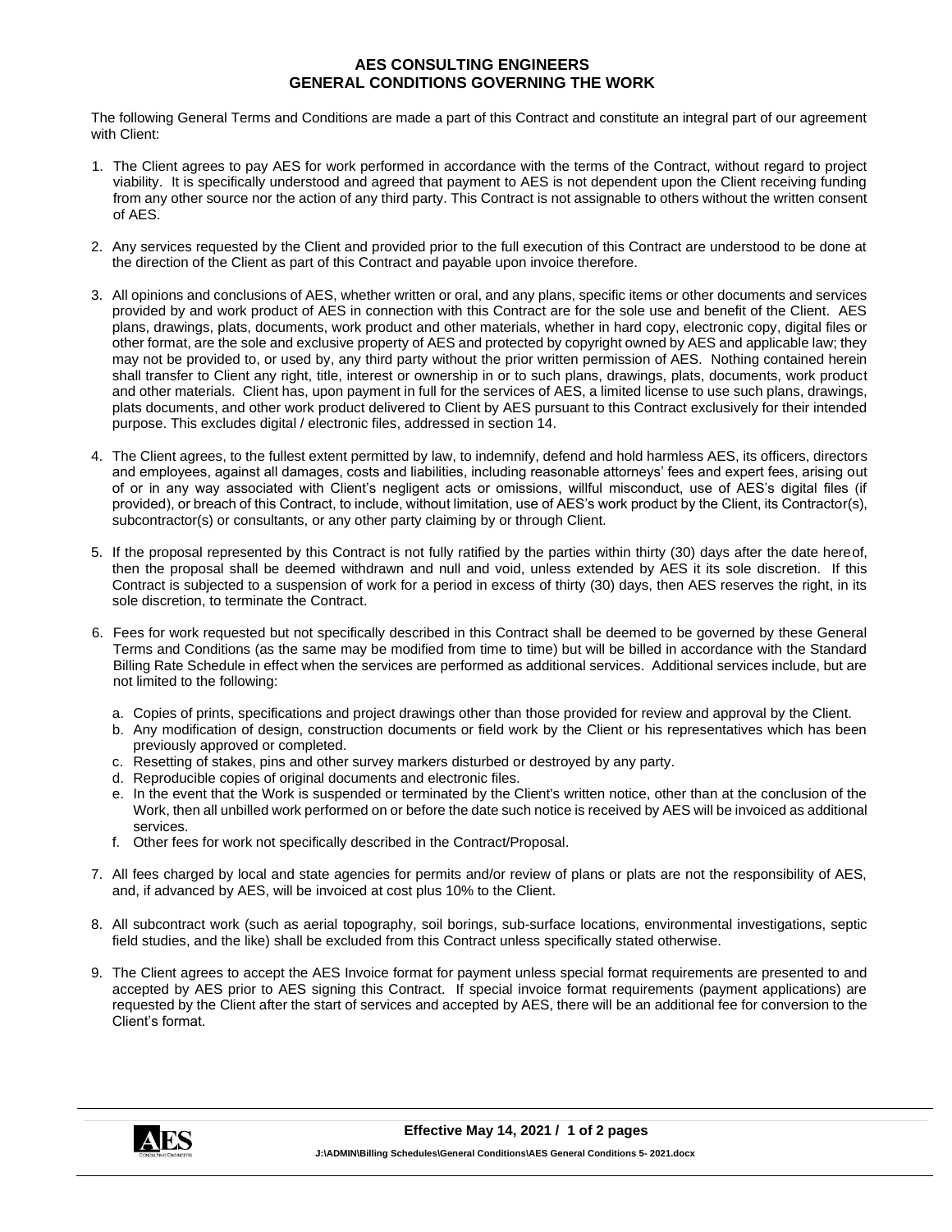# AES CONSULTING ENGINEERS
# GENERAL CONDITIONS GOVERNING THE WORK

The following General Terms and Conditions are made a part of this Contract and constitute an integral part of our agreement with Client:

1. The Client agrees to pay AES for work performed in accordance with the terms of the Contract, without regard to project viability. It is specifically understood and agreed that payment to AES is not dependent upon the Client receiving funding from any other source nor the action of any third party. This Contract is not assignable to others without the written consent of AES.

2. Any services requested by the Client and provided prior to the full execution of this Contract are understood to be done at the direction of the Client as part of this Contract and payable upon invoice therefore.

3. All opinions and conclusions of AES, whether written or oral, and any plans, specific items or other documents and services provided by and work product of AES in connection with this Contract are for the sole use and benefit of the Client. AES plans, drawings, plats, documents, work product and other materials, whether in hard copy, electronic copy, digital files or other format, are the sole and exclusive property of AES and protected by copyright owned by AES and applicable law; they may not be provided to, or used by, any third party without the prior written permission of AES. Nothing contained herein shall transfer to Client any right, title, interest or ownership in or to such plans, drawings, plats, documents, work product and other materials. Client has, upon payment in full for the services of AES, a limited license to use such plans, drawings, plats documents, and other work product delivered to Client by AES pursuant to this Contract exclusively for their intended purpose. This excludes digital / electronic files, addressed in section 14.

4. The Client agrees, to the fullest extent permitted by law, to indemnify, defend and hold harmless AES, its officers, directors and employees, against all damages, costs and liabilities, including reasonable attorneys' fees and expert fees, arising out of or in any way associated with Client's negligent acts or omissions, willful misconduct, use of AES's digital files (if provided), or breach of this Contract, to include, without limitation, use of AES's work product by the Client, its Contractor(s), subcontractor(s) or consultants, or any other party claiming by or through Client.

5. If the proposal represented by this Contract is not fully ratified by the parties within thirty (30) days after the date hereof, then the proposal shall be deemed withdrawn and null and void, unless extended by AES it its sole discretion. If this Contract is subjected to a suspension of work for a period in excess of thirty (30) days, then AES reserves the right, in its sole discretion, to terminate the Contract.

6. Fees for work requested but not specifically described in this Contract shall be deemed to be governed by these General Terms and Conditions (as the same may be modified from time to time) but will be billed in accordance with the Standard Billing Rate Schedule in effect when the services are performed as additional services. Additional services include, but are not limited to the following:

   a. Copies of prints, specifications and project drawings other than those provided for review and approval by the Client.
   b. Any modification of design, construction documents or field work by the Client or his representatives which has been previously approved or completed.
   c. Resetting of stakes, pins and other survey markers disturbed or destroyed by any party.
   d. Reproducible copies of original documents and electronic files.
   e. In the event that the Work is suspended or terminated by the Client's written notice, other than at the conclusion of the Work, then all unbilled work performed on or before the date such notice is received by AES will be invoiced as additional services.
   f. Other fees for work not specifically described in the Contract/Proposal.

7. All fees charged by local and state agencies for permits and/or review of plans or plats are not the responsibility of AES, and, if advanced by AES, will be invoiced at cost plus 10% to the Client.

8. All subcontract work (such as aerial topography, soil borings, sub-surface locations, environmental investigations, septic field studies, and the like) shall be excluded from this Contract unless specifically stated otherwise.

9. The Client agrees to accept the AES Invoice format for payment unless special format requirements are presented to and accepted by AES prior to AES signing this Contract. If special invoice format requirements (payment applications) are requested by the Client after the start of services and accepted by AES, there will be an additional fee for conversion to the Client's format.

**Effective May 14, 2021 /**

**J:\ADMIN\Billing Schedules\General Conditions\AES General Conditions 5- 2021.docx**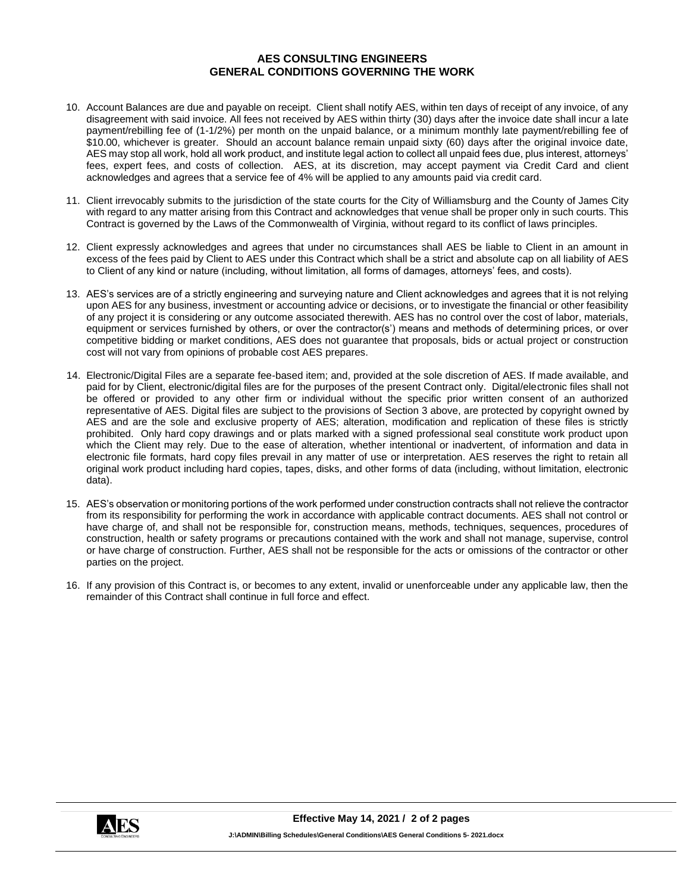# AES CONSULTING ENGINEERS
## GENERAL CONDITIONS GOVERNING THE WORK

10. Account Balances are due and payable on receipt. Client shall notify AES, within ten days of receipt of any invoice, of any disagreement with said invoice. All fees not received by AES within thirty (30) days after the invoice date shall incur a late payment/rebilling fee of (1-1/2%) per month on the unpaid balance, or a minimum monthly late payment/rebilling fee of $10.00, whichever is greater. Should an account balance remain unpaid sixty (60) days after the original invoice date, AES may stop all work, hold all work product, and institute legal action to collect all unpaid fees due, plus interest, attorneys' fees, expert fees, and costs of collection. AES, at its discretion, may accept payment via Credit Card and client acknowledges and agrees that a service fee of 4% will be applied to any amounts paid via credit card.

11. Client irrevocably submits to the jurisdiction of the state courts for the City of Williamsburg and the County of James City with regard to any matter arising from this Contract and acknowledges that venue shall be proper only in such courts. This Contract is governed by the Laws of the Commonwealth of Virginia, without regard to its conflict of laws principles.

12. Client expressly acknowledges and agrees that under no circumstances shall AES be liable to Client in an amount in excess of the fees paid by Client to AES under this Contract which shall be a strict and absolute cap on all liability of AES to Client of any kind or nature (including, without limitation, all forms of damages, attorneys' fees, and costs).

13. AES's services are of a strictly engineering and surveying nature and Client acknowledges and agrees that it is not relying upon AES for any business, investment or accounting advice or decisions, or to investigate the financial or other feasibility of any project it is considering or any outcome associated therewith. AES has no control over the cost of labor, materials, equipment or services furnished by others, or over the contractor(s') means and methods of determining prices, or over competitive bidding or market conditions, AES does not guarantee that proposals, bids or actual project or construction cost will not vary from opinions of probable cost AES prepares.

14. Electronic/Digital Files are a separate fee-based item; and, provided at the sole discretion of AES. If made available, and paid for by Client, electronic/digital files are for the purposes of the present Contract only. Digital/electronic files shall not be offered or provided to any other firm or individual without the specific prior written consent of an authorized representative of AES. Digital files are subject to the provisions of Section 3 above, are protected by copyright owned by AES and are the sole and exclusive property of AES; alteration, modification and replication of these files is strictly prohibited. Only hard copy drawings and or plats marked with a signed professional seal constitute work product upon which the Client may rely. Due to the ease of alteration, whether intentional or inadvertent, of information and data in electronic file formats, hard copy files prevail in any matter of use or interpretation. AES reserves the right to retain all original work product including hard copies, tapes, disks, and other forms of data (including, without limitation, electronic data).

15. AES's observation or monitoring portions of the work performed under construction contracts shall not relieve the contractor from its responsibility for performing the work in accordance with applicable contract documents. AES shall not control or have charge of, and shall not be responsible for, construction means, methods, techniques, sequences, procedures of construction, health or safety programs or precautions contained with the work and shall not manage, supervise, control or have charge of construction. Further, AES shall not be responsible for the acts or omissions of the contractor or other parties on the project.

16. If any provision of this Contract is, or becomes to any extent, invalid or unenforceable under any applicable law, then the remainder of this Contract shall continue in full force and effect.

**Effective May 14, 2021**

J:\ADMIN\Billing Schedules\General Conditions\AES General Conditions 5- 2021.docx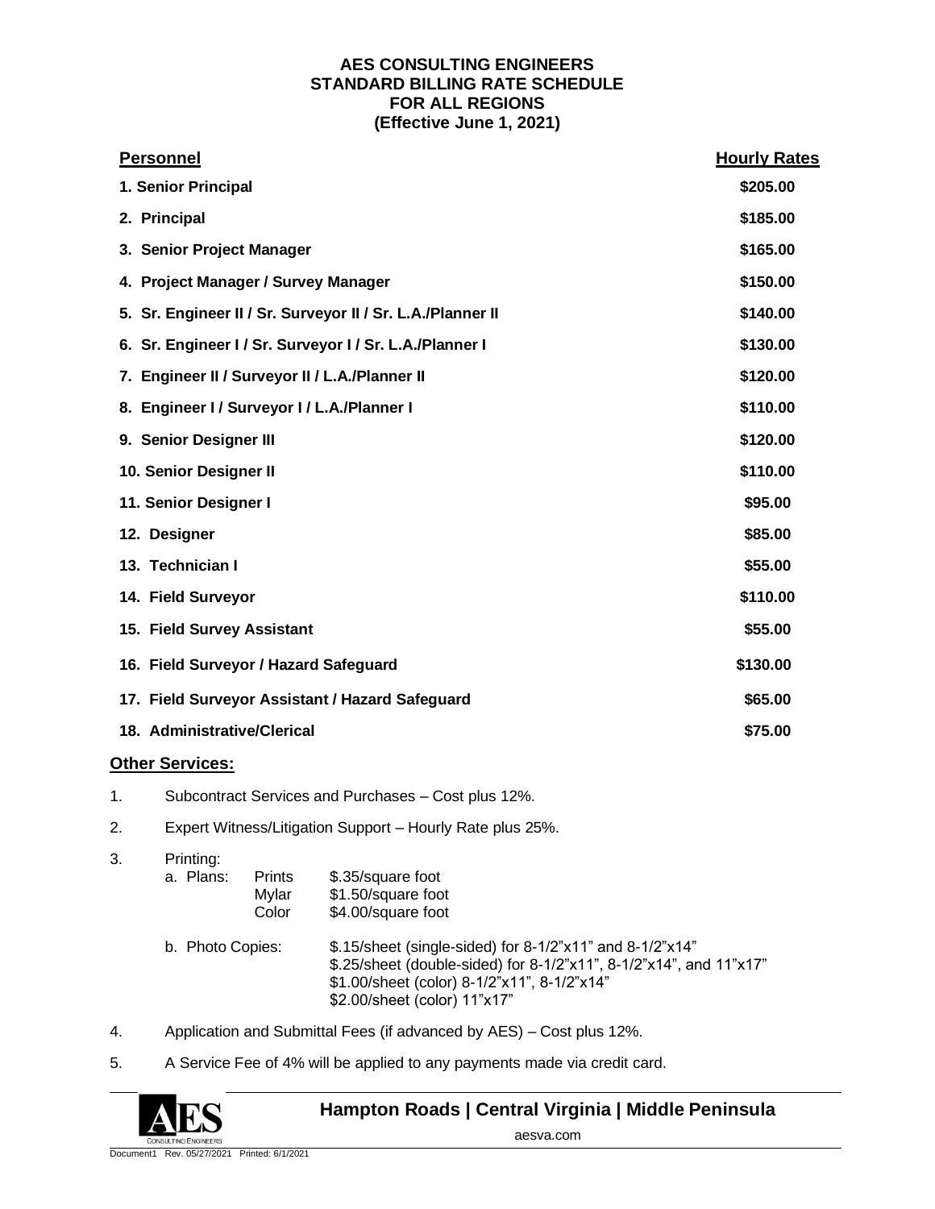**AES CONSULTING ENGINEERS**
**STANDARD BILLING RATE SCHEDULE**
**FOR ALL REGIONS**
**(Effective June 1, 2021)**

| **Personnel** | **Hourly Rates** |
| --- | --- |
| **1. Senior Principal** | **$205.00** |
| **2. Principal** | **$185.00** |
| **3. Senior Project Manager** | **$165.00** |
| **4. Project Manager / Survey Manager** | **$150.00** |
| **5. Sr. Engineer II / Sr. Surveyor II / Sr. L.A./Planner II** | **$140.00** |
| **6. Sr. Engineer I / Sr. Surveyor I / Sr. L.A./Planner I** | **$130.00** |
| **7. Engineer II / Surveyor II / L.A./Planner II** | **$120.00** |
| **8. Engineer I / Surveyor I / L.A./Planner I** | **$110.00** |
| **9. Senior Designer III** | **$120.00** |
| **10. Senior Designer II** | **$110.00** |
| **11. Senior Designer I** | **$95.00** |
| **12. Designer** | **$85.00** |
| **13. Technician I** | **$55.00** |
| **14. Field Surveyor** | **$110.00** |
| **15. Field Survey Assistant** | **$55.00** |
| **16. Field Surveyor / Hazard Safeguard** | **$130.00** |
| **17. Field Surveyor Assistant / Hazard Safeguard** | **$65.00** |
| **18. Administrative/Clerical** | **$75.00** |

**Other Services:**

1. Subcontract Services and Purchases – Cost plus 12%.
2. Expert Witness/Litigation Support – Hourly Rate plus 25%.
3. Printing:
   a. Plans:
      - Prints $.35/square foot
      - Mylar $1.50/square foot
      - Color $4.00/square foot

   b. Photo Copies:
      - $.15/sheet (single-sided) for 8-1/2"x11" and 8-1/2"x14"
      - $.25/sheet (double-sided) for 8-1/2"x11", 8-1/2"x14", and 11"x17"
      - $1.00/sheet (color) 8-1/2"x11", 8-1/2"x14"
      - $2.00/sheet (color) 11"x17"
4. Application and Submittal Fees (if advanced by AES) – Cost plus 12%.
5. A Service Fee of 4% will be applied to any payments made via credit card.

**Hampton Roads | Central Virginia | Middle Peninsula**

aesva.com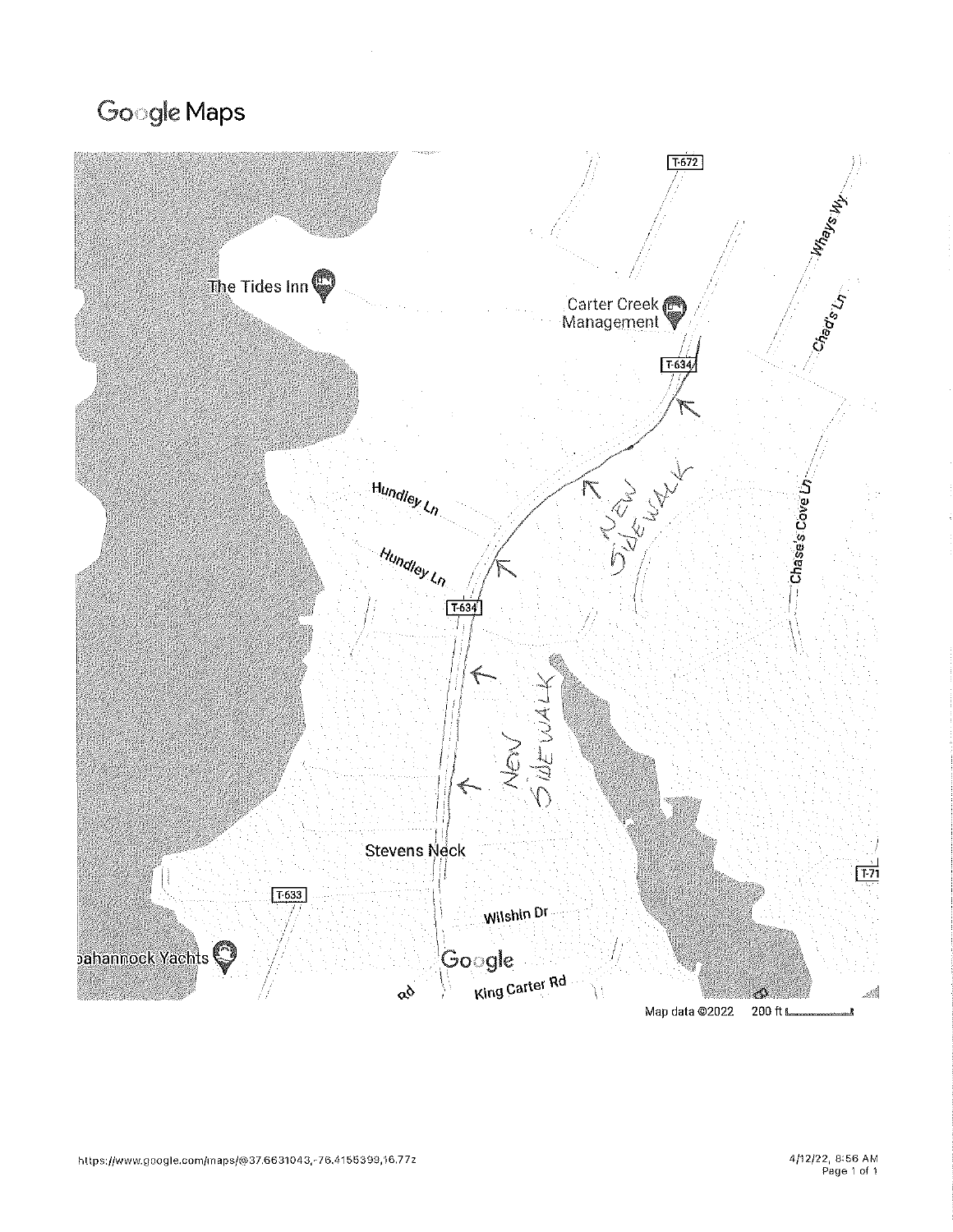Google Maps

The Tides Inn

Carter Creek Management

T-672

T-634

Whays Wy

Chad's Ln

Hundley Ln

Hundley Ln

NEW SIDEWALK

Chase's Cove Ln

T-634

NEW SIDEWALK

Stevens Neck

T-633

Wilshin Dr

T-71

pahannock Yachts

Google

Rd

King Carter Rd

Map data ©2022 200 ft

https://www.google.com/maps/@37.6631043,-76.4155399,16.77z

4/12/22, 8:56 AM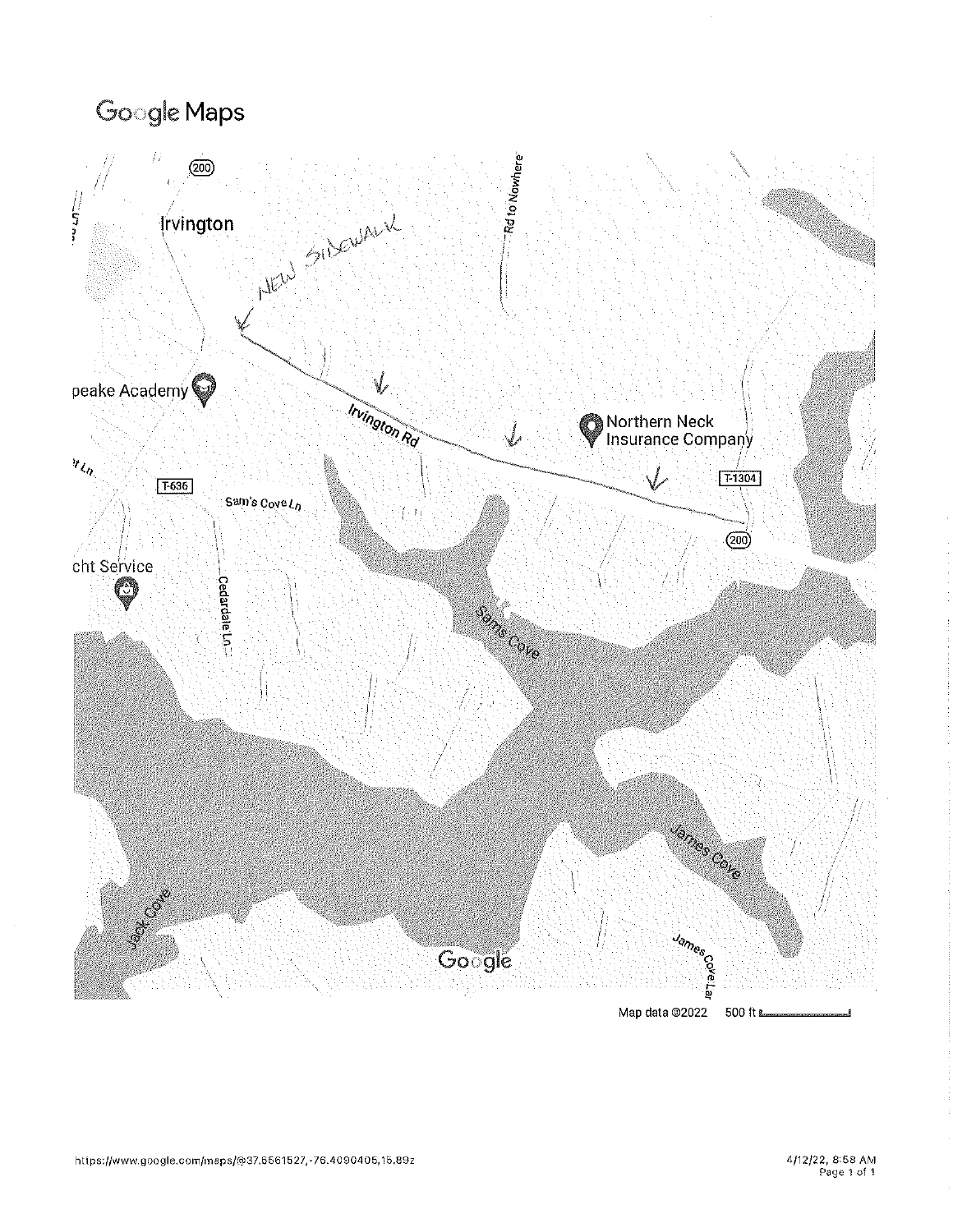Google Maps

200

Irvington

NEW SIDEWALK

Rd to Nowhere

peake Academy

Irvington Rd

Northern Neck Insurance Company

T-636

Sam's Cove Ln

T-1304

200

cht Service

Cedardale Ln

Sams Cove

James Cove

Jack Cove

James Cove Lar

Google

Map data ©2022 500 ft

https://www.google.com/maps/@37.6561527,-76.4090405,15.89z

4/12/22, 8:58 AM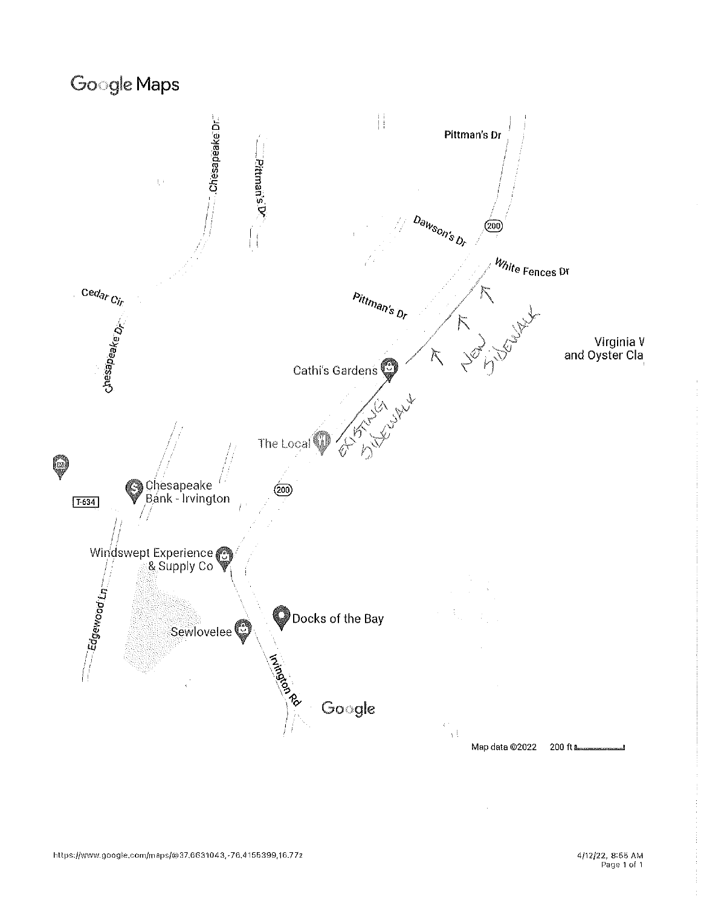Google Maps

Pittman's Dr

Chesapeake Dr

Pittman's Dr

Dawson's Dr

200

White Fences Dr

Cedar Cir

Pittman's Dr

Chesapeake Dr

Virginia V
and Oyster Cla

NEW SIDEWALK

Cathi's Gardens

EXISTING SIDEWALK

The Local

Chesapeake Bank - Irvington

T-634

200

Windswept Experience & Supply Co

Edgewood Ln

Docks of the Bay

Sewlovelee

Irvington Rd

Google

Map data ©2022 200 ft

https://www.google.com/maps/@37.6631043,-76.4155399,16.77z

4/12/22, 8:55 AM